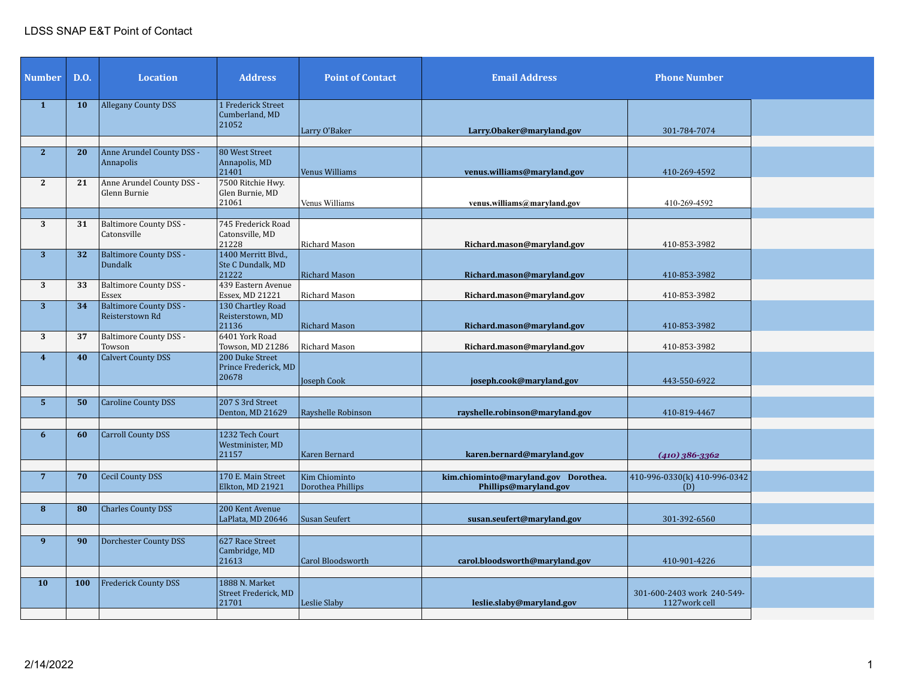LDSS SNAP E&T Point of Contact

| Number | D.O. | Location | Address | Point of Contact | Email Address | Phone Number |
|---|---|---|---|---|---|---|
| 1 | 10 | Allegany County DSS | 1 Frederick Street Cumberland, MD 21052 | Larry O'Baker | **Larry.Obaker@maryland.gov** | 301-784-7074 |
| | | | | | | |
| 2 | 20 | Anne Arundel County DSS - Annapolis | 80 West Street Annapolis, MD 21401 | Venus Williams | **venus.williams@maryland.gov** | 410-269-4592 |
| 2 | 21 | Anne Arundel County DSS - Glenn Burnie | 7500 Ritchie Hwy. Glen Burnie, MD 21061 | Venus Williams | **venus.williams@maryland.gov** | 410-269-4592 |
| | | | | | | |
| 3 | 31 | Baltimore County DSS - Catonsville | 745 Frederick Road Catonsville, MD 21228 | Richard Mason | **Richard.mason@maryland.gov** | 410-853-3982 |
| 3 | 32 | Baltimore County DSS - Dundalk | 1400 Merritt Blvd., Ste C Dundalk, MD 21222 | Richard Mason | **Richard.mason@maryland.gov** | 410-853-3982 |
| 3 | 33 | Baltimore County DSS - Essex | 439 Eastern Avenue Essex, MD 21221 | Richard Mason | **Richard.mason@maryland.gov** | 410-853-3982 |
| 3 | 34 | Baltimore County DSS - Reisterstown Rd | 130 Chartley Road Reisterstown, MD 21136 | Richard Mason | **Richard.mason@maryland.gov** | 410-853-3982 |
| 3 | 37 | Baltimore County DSS - Towson | 6401 York Road Towson, MD 21286 | Richard Mason | **Richard.mason@maryland.gov** | 410-853-3982 |
| 4 | 40 | Calvert County DSS | 200 Duke Street Prince Frederick, MD 20678 | Joseph Cook | **joseph.cook@maryland.gov** | 443-550-6922 |
| | | | | | | |
| 5 | 50 | Caroline County DSS | 207 S 3rd Street Denton, MD 21629 | Rayshelle Robinson | **rayshelle.robinson@maryland.gov** | 410-819-4467 |
| | | | | | | |
| 6 | 60 | Carroll County DSS | 1232 Tech Court Westminister, MD 21157 | Karen Bernard | **karen.bernard@maryland.gov** | ***(410) 386-3362*** |
| | | | | | | |
| 7 | 70 | Cecil County DSS | 170 E. Main Street Elkton, MD 21921 | Kim Chiominto Dorothea Phillips | **kim.chiominto@maryland.gov Dorothea. Phillips@maryland.gov** | 410-996-0330(k) 410-996-0342 (D) |
| | | | | | | |
| 8 | 80 | Charles County DSS | 200 Kent Avenue LaPlata, MD 20646 | Susan Seufert | **susan.seufert@maryland.gov** | 301-392-6560 |
| | | | | | | |
| 9 | 90 | Dorchester County DSS | 627 Race Street Cambridge, MD 21613 | Carol Bloodsworth | **carol.bloodsworth@maryland.gov** | 410-901-4226 |
| | | | | | | |
| 10 | 100 | Frederick County DSS | 1888 N. Market Street Frederick, MD 21701 | Leslie Slaby | **leslie.slaby@maryland.gov** | 301-600-2403 work 240-549-1127work cell |
| | | | | | | |

2/14/2022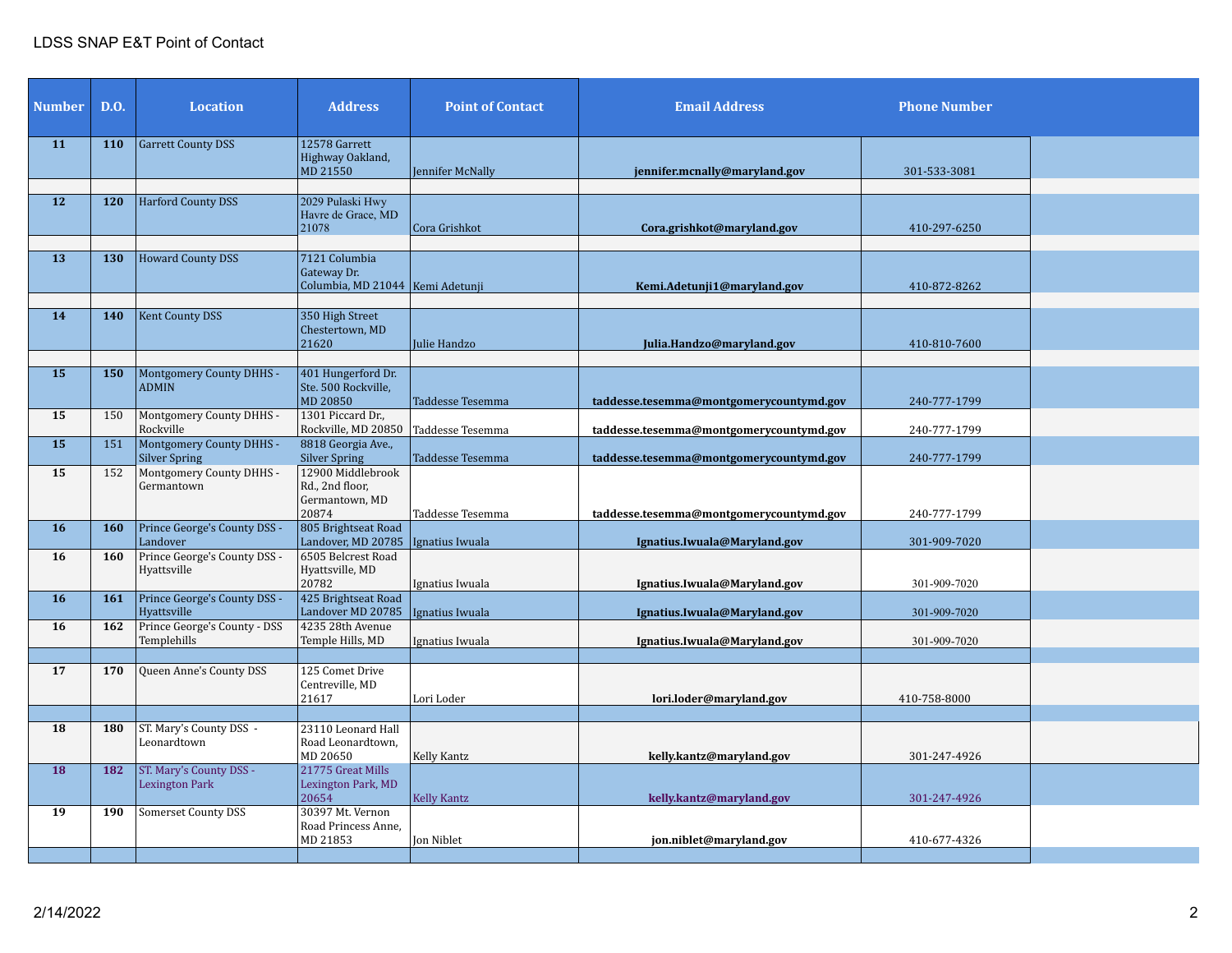| Number | D.O. | Location | Address | Point of Contact | Email Address | Phone Number |
|---|---|---|---|---|---|---|
| 11 | 110 | Garrett County DSS | 12578 Garrett Highway Oakland, MD 21550 | Jennifer McNally | jennifer.mcnally@maryland.gov | 301-533-3081 |
| | | | | | | |
| 12 | 120 | Harford County DSS | 2029 Pulaski Hwy Havre de Grace, MD 21078 | Cora Grishkot | Cora.grishkot@maryland.gov | 410-297-6250 |
| | | | | | | |
| 13 | 130 | Howard County DSS | 7121 Columbia Gateway Dr. Columbia, MD 21044 | Kemi Adetunji | Kemi.Adetunji1@maryland.gov | 410-872-8262 |
| | | | | | | |
| 14 | 140 | Kent County DSS | 350 High Street Chestertown, MD 21620 | Julie Handzo | Julia.Handzo@maryland.gov | 410-810-7600 |
| | | | | | | |
| 15 | 150 | Montgomery County DHHS - ADMIN | 401 Hungerford Dr. Ste. 500 Rockville, MD 20850 | Taddesse Tesemma | taddesse.tesemma@montgomerycountymd.gov | 240-777-1799 |
| 15 | 150 | Montgomery County DHHS - Rockville | 1301 Piccard Dr., Rockville, MD 20850 | Taddesse Tesemma | taddesse.tesemma@montgomerycountymd.gov | 240-777-1799 |
| 15 | 151 | Montgomery County DHHS - Silver Spring | 8818 Georgia Ave., Silver Spring | Taddesse Tesemma | taddesse.tesemma@montgomerycountymd.gov | 240-777-1799 |
| 15 | 152 | Montgomery County DHHS - Germantown | 12900 Middlebrook Rd., 2nd floor, Germantown, MD 20874 | Taddesse Tesemma | taddesse.tesemma@montgomerycountymd.gov | 240-777-1799 |
| 16 | 160 | Prince George's County DSS - Landover | 805 Brightseat Road Landover, MD 20785 | Ignatius Iwuala | Ignatius.Iwuala@Maryland.gov | 301-909-7020 |
| 16 | 160 | Prince George's County DSS - Hyattsville | 6505 Belcrest Road Hyattsville, MD 20782 | Ignatius Iwuala | Ignatius.Iwuala@Maryland.gov | 301-909-7020 |
| 16 | 161 | Prince George's County DSS - Hyattsville | 425 Brightseat Road Landover MD 20785 | Ignatius Iwuala | Ignatius.Iwuala@Maryland.gov | 301-909-7020 |
| 16 | 162 | Prince George's County - DSS Templehills | 4235 28th Avenue Temple Hills, MD | Ignatius Iwuala | Ignatius.Iwuala@Maryland.gov | 301-909-7020 |
| | | | | | | |
| 17 | 170 | Queen Anne's County DSS | 125 Comet Drive Centreville, MD 21617 | Lori Loder | lori.loder@maryland.gov | 410-758-8000 |
| | | | | | | |
| 18 | 180 | ST. Mary's County DSS - Leonardtown | 23110 Leonard Hall Road Leonardtown, MD 20650 | Kelly Kantz | kelly.kantz@maryland.gov | 301-247-4926 |
| 18 | 182 | ST. Mary's County DSS - Lexington Park | 21775 Great Mills Lexington Park, MD 20654 | Kelly Kantz | kelly.kantz@maryland.gov | 301-247-4926 |
| 19 | 190 | Somerset County DSS | 30397 Mt. Vernon Road Princess Anne, MD 21853 | Jon Niblet | jon.niblet@maryland.gov | 410-677-4326 |
| | | | | | | |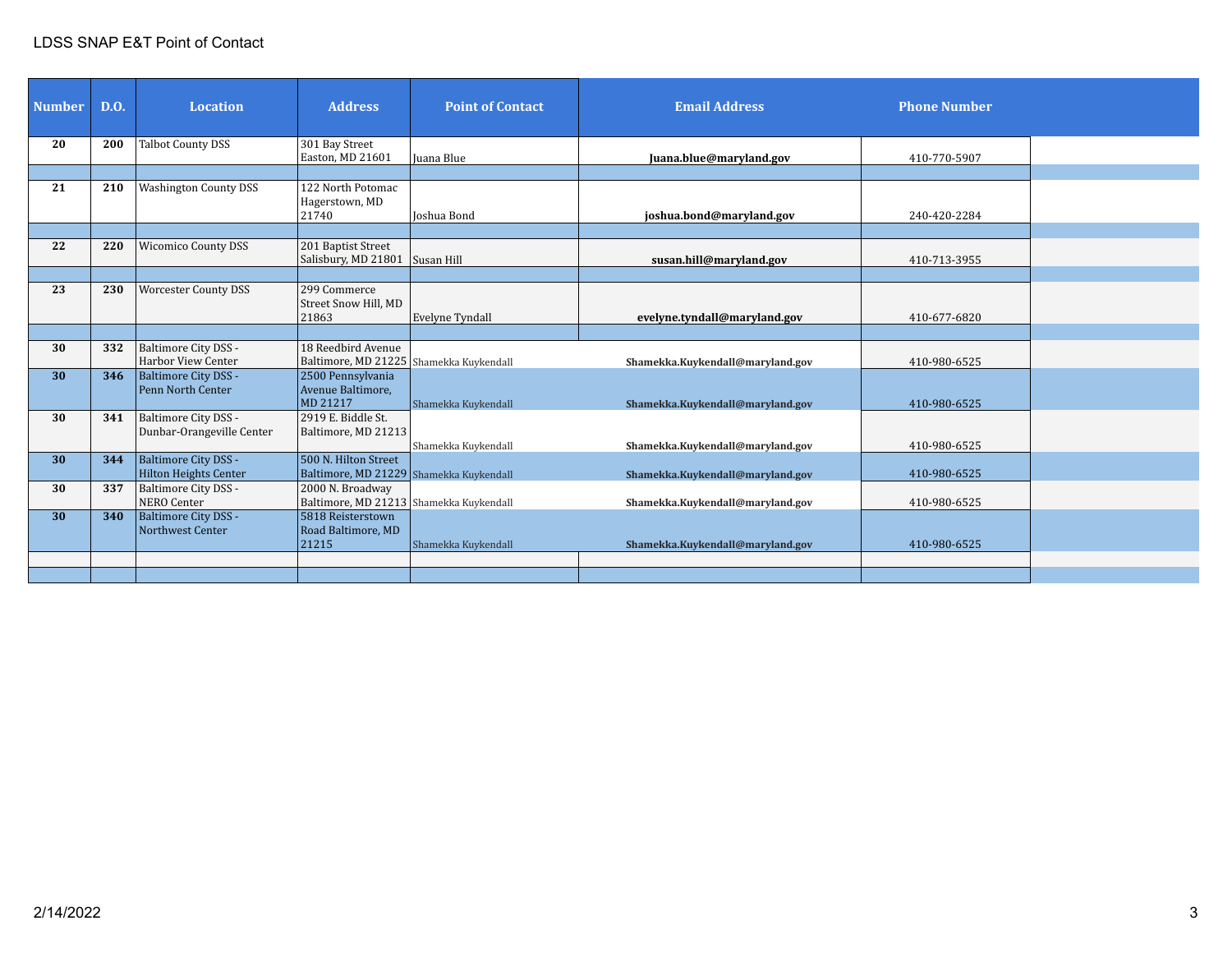LDSS SNAP E&T Point of Contact

| Number | D.O. | Location | Address | Point of Contact | Email Address | Phone Number |
|---|---|---|---|---|---|---|
| 20 | 200 | Talbot County DSS | 301 Bay Street Easton, MD 21601 | Juana Blue | Juana.blue@maryland.gov | 410-770-5907 |
| | | | | | | |
| 21 | 210 | Washington County DSS | 122 North Potomac Hagerstown, MD 21740 | Joshua Bond | joshua.bond@maryland.gov | 240-420-2284 |
| | | | | | | |
| 22 | 220 | Wicomico County DSS | 201 Baptist Street Salisbury, MD 21801 | Susan Hill | susan.hill@maryland.gov | 410-713-3955 |
| | | | | | | |
| 23 | 230 | Worcester County DSS | 299 Commerce Street Snow Hill, MD 21863 | Evelyne Tyndall | evelyne.tyndall@maryland.gov | 410-677-6820 |
| | | | | | | |
| 30 | 332 | Baltimore City DSS - Harbor View Center | 18 Reedbird Avenue Baltimore, MD 21225 | Shamekka Kuykendall | Shamekka.Kuykendall@maryland.gov | 410-980-6525 |
| 30 | 346 | Baltimore City DSS - Penn North Center | 2500 Pennsylvania Avenue Baltimore, MD 21217 | Shamekka Kuykendall | Shamekka.Kuykendall@maryland.gov | 410-980-6525 |
| 30 | 341 | Baltimore City DSS - Dunbar-Orangeville Center | 2919 E. Biddle St. Baltimore, MD 21213 | Shamekka Kuykendall | Shamekka.Kuykendall@maryland.gov | 410-980-6525 |
| 30 | 344 | Baltimore City DSS - Hilton Heights Center | 500 N. Hilton Street Baltimore, MD 21229 | Shamekka Kuykendall | Shamekka.Kuykendall@maryland.gov | 410-980-6525 |
| 30 | 337 | Baltimore City DSS - NERO Center | 2000 N. Broadway Baltimore, MD 21213 | Shamekka Kuykendall | Shamekka.Kuykendall@maryland.gov | 410-980-6525 |
| 30 | 340 | Baltimore City DSS - Northwest Center | 5818 Reisterstown Road Baltimore, MD 21215 | Shamekka Kuykendall | Shamekka.Kuykendall@maryland.gov | 410-980-6525 |
| | | | | | | |
| | | | | | | |

2/14/2022